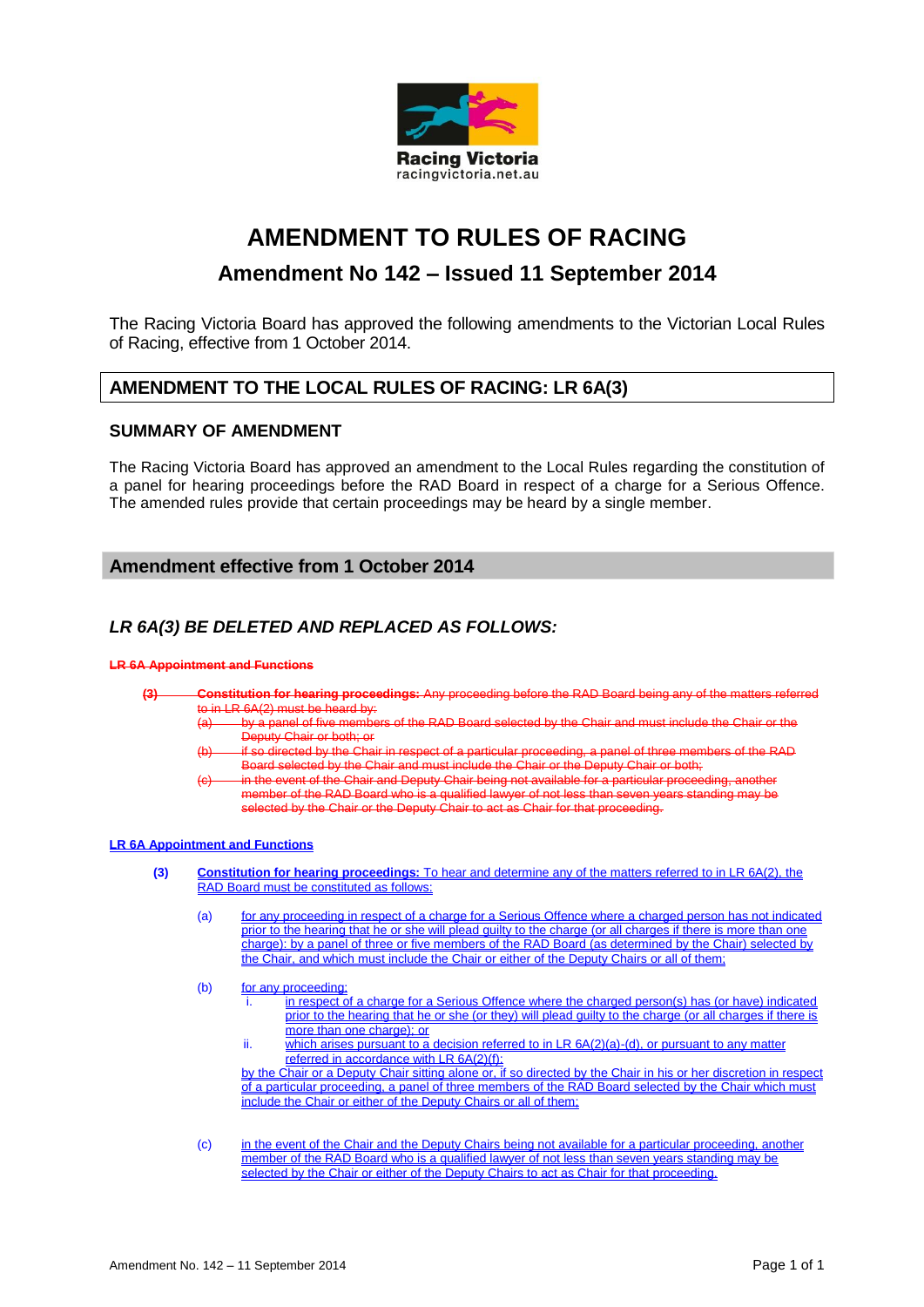Racing Victoria
racingvictoria.net.au

# AMENDMENT TO RULES OF RACING

## Amendment No 142 – Issued 11 September 2014

The Racing Victoria Board has approved the following amendments to the Victorian Local Rules of Racing, effective from 1 October 2014.

## AMENDMENT TO THE LOCAL RULES OF RACING: LR 6A(3)

### SUMMARY OF AMENDMENT

The Racing Victoria Board has approved an amendment to the Local Rules regarding the constitution of a panel for hearing proceedings before the RAD Board in respect of a charge for a Serious Offence. The amended rules provide that certain proceedings may be heard by a single member.

## Amendment effective from 1 October 2014

### *LR 6A(3) BE DELETED AND REPLACED AS FOLLOWS:*

~~**LR 6A Appointment and Functions**~~

~~**(3) Constitution for hearing proceedings:** Any proceeding before the RAD Board being any of the matters referred to in LR 6A(2) must be heard by:~~

~~(a) by a panel of five members of the RAD Board selected by the Chair and must include the Chair or the Deputy Chair or both; or~~

~~(b) if so directed by the Chair in respect of a particular proceeding, a panel of three members of the RAD Board selected by the Chair and must include the Chair or the Deputy Chair or both;~~

~~(c) in the event of the Chair and Deputy Chair being not available for a particular proceeding, another member of the RAD Board who is a qualified lawyer of not less than seven years standing may be selected by the Chair or the Deputy Chair to act as Chair for that proceeding.~~

**LR 6A Appointment and Functions**

**(3)** **Constitution for hearing proceedings:** To hear and determine any of the matters referred to in LR 6A(2), the RAD Board must be constituted as follows:

(a) for any proceeding in respect of a charge for a Serious Offence where a charged person has not indicated prior to the hearing that he or she will plead guilty to the charge (or all charges if there is more than one charge): by a panel of three or five members of the RAD Board (as determined by the Chair) selected by the Chair, and which must include the Chair or either of the Deputy Chairs or all of them;

(b) for any proceeding:

i. in respect of a charge for a Serious Offence where the charged person(s) has (or have) indicated prior to the hearing that he or she (or they) will plead guilty to the charge (or all charges if there is more than one charge); or

ii. which arises pursuant to a decision referred to in LR 6A(2)(a)-(d), or pursuant to any matter referred in accordance with LR 6A(2)(f):

by the Chair or a Deputy Chair sitting alone or, if so directed by the Chair in his or her discretion in respect of a particular proceeding, a panel of three members of the RAD Board selected by the Chair which must include the Chair or either of the Deputy Chairs or all of them;

(c) in the event of the Chair and the Deputy Chairs being not available for a particular proceeding, another member of the RAD Board who is a qualified lawyer of not less than seven years standing may be selected by the Chair or either of the Deputy Chairs to act as Chair for that proceeding.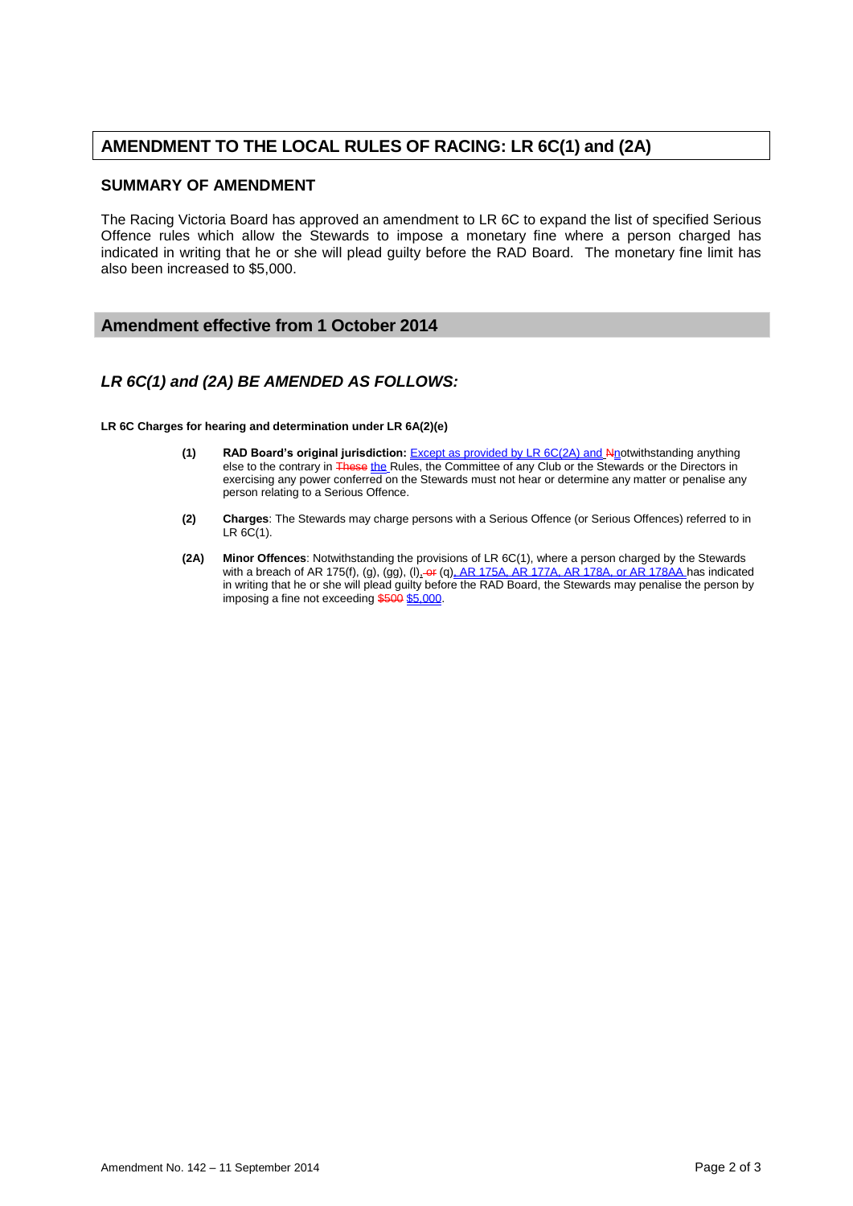## AMENDMENT TO THE LOCAL RULES OF RACING: LR 6C(1) and (2A)

### SUMMARY OF AMENDMENT

The Racing Victoria Board has approved an amendment to LR 6C to expand the list of specified Serious Offence rules which allow the Stewards to impose a monetary fine where a person charged has indicated in writing that he or she will plead guilty before the RAD Board. The monetary fine limit has also been increased to $5,000.

### Amendment effective from 1 October 2014

### *LR 6C(1) and (2A) BE AMENDED AS FOLLOWS:*

**LR 6C Charges for hearing and determination under LR 6A(2)(e)**

**(1)** **RAD Board's original jurisdiction:** <u>Except as provided by LR 6C(2A) and</u> ~~N~~<u>n</u>otwithstanding anything else to the contrary in ~~These~~ <u>the</u> Rules, the Committee of any Club or the Stewards or the Directors in exercising any power conferred on the Stewards must not hear or determine any matter or penalise any person relating to a Serious Offence.

**(2)** **Charges**: The Stewards may charge persons with a Serious Offence (or Serious Offences) referred to in LR 6C(1).

**(2A)** **Minor Offences**: Notwithstanding the provisions of LR 6C(1), where a person charged by the Stewards with a breach of AR 175(f), (g), (gg), (l)<u>,</u> ~~or~~ (q)<u>, AR 175A, AR 177A, AR 178A, or AR 178AA</u> has indicated in writing that he or she will plead guilty before the RAD Board, the Stewards may penalise the person by imposing a fine not exceeding ~~$500~~ <u>$5,000</u>.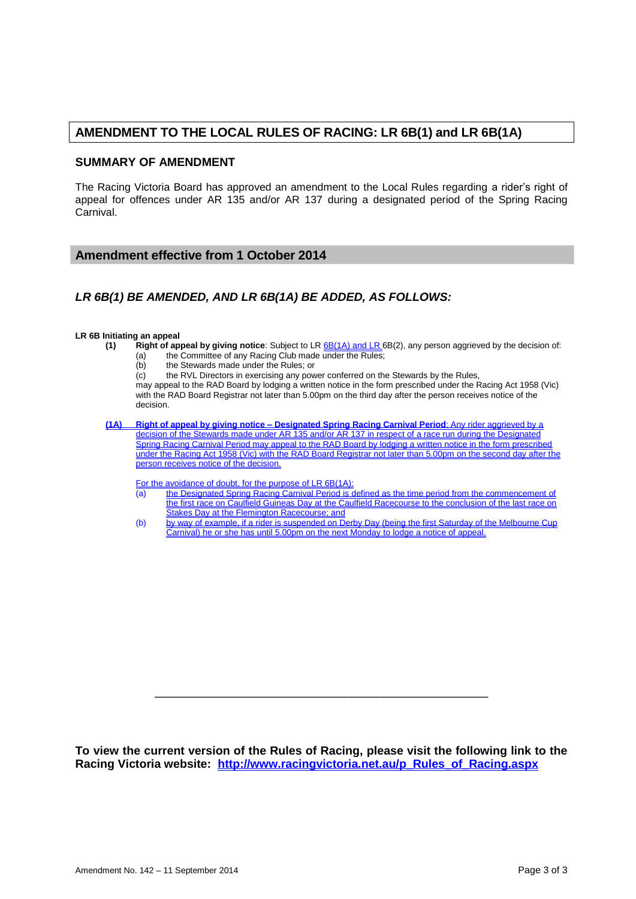# AMENDMENT TO THE LOCAL RULES OF RACING: LR 6B(1) and LR 6B(1A)

## SUMMARY OF AMENDMENT

The Racing Victoria Board has approved an amendment to the Local Rules regarding a rider's right of appeal for offences under AR 135 and/or AR 137 during a designated period of the Spring Racing Carnival.

## Amendment effective from 1 October 2014

### *LR 6B(1) BE AMENDED, AND LR 6B(1A) BE ADDED, AS FOLLOWS:*

**LR 6B Initiating an appeal**

**(1)** **Right of appeal by giving notice**: Subject to LR 6B(1A) and LR 6B(2), any person aggrieved by the decision of:

(a) the Committee of any Racing Club made under the Rules;

(b) the Stewards made under the Rules; or

(c) the RVL Directors in exercising any power conferred on the Stewards by the Rules,

may appeal to the RAD Board by lodging a written notice in the form prescribed under the Racing Act 1958 (Vic) with the RAD Board Registrar not later than 5.00pm on the third day after the person receives notice of the decision.

**(1A)** **Right of appeal by giving notice – Designated Spring Racing Carnival Period**: Any rider aggrieved by a decision of the Stewards made under AR 135 and/or AR 137 in respect of a race run during the Designated Spring Racing Carnival Period may appeal to the RAD Board by lodging a written notice in the form prescribed under the Racing Act 1958 (Vic) with the RAD Board Registrar not later than 5.00pm on the second day after the person receives notice of the decision.

For the avoidance of doubt, for the purpose of LR 6B(1A):

(a) the Designated Spring Racing Carnival Period is defined as the time period from the commencement of the first race on Caulfield Guineas Day at the Caulfield Racecourse to the conclusion of the last race on Stakes Day at the Flemington Racecourse; and

(b) by way of example, if a rider is suspended on Derby Day (being the first Saturday of the Melbourne Cup Carnival) he or she has until 5.00pm on the next Monday to lodge a notice of appeal.

---

**To view the current version of the Rules of Racing, please visit the following link to the Racing Victoria website: [http://www.racingvictoria.net.au/p_Rules_of_Racing.aspx](http://www.racingvictoria.net.au/p_Rules_of_Racing.aspx)**

Amendment No. 142 – 11 September 2014